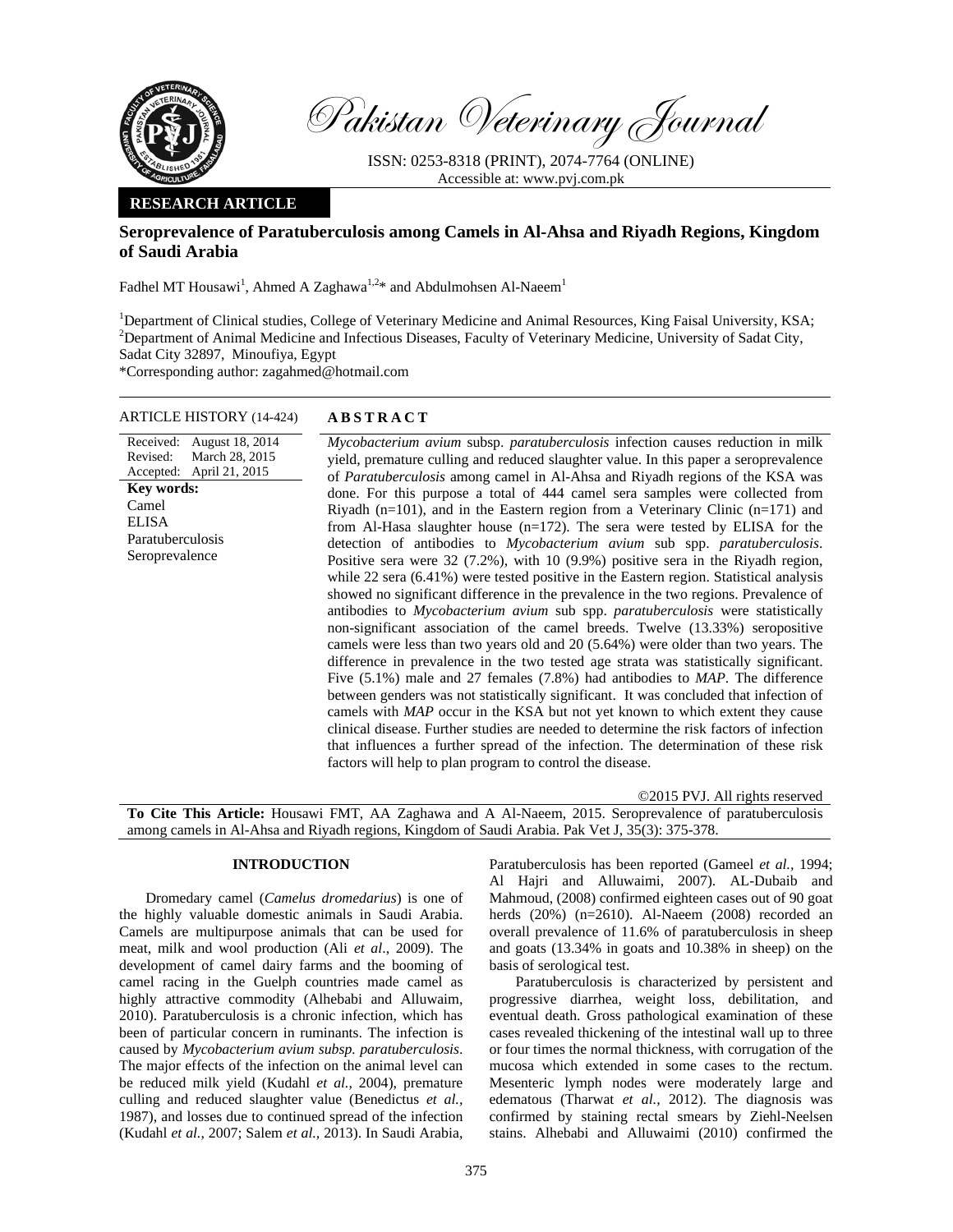Pakistan Veterinary Journal

ISSN: 0253-8318 (PRINT), 2074-7764 (ONLINE)
Accessible at: www.pvj.com.pk

**RESEARCH ARTICLE**

# Seroprevalence of Paratuberculosis among Camels in Al-Ahsa and Riyadh Regions, Kingdom of Saudi Arabia

Fadhel MT Housawi[1], Ahmed A Zaghawa[1,2]* and Abdulmohsen Al-Naeem[1]

[1]Department of Clinical studies, College of Veterinary Medicine and Animal Resources, King Faisal University, KSA; [2]Department of Animal Medicine and Infectious Diseases, Faculty of Veterinary Medicine, University of Sadat City, Sadat City 32897, Minoufiya, Egypt

*Corresponding author: zagahmed@hotmail.com

**ARTICLE HISTORY** (14-424)

Received: August 18, 2014
Revised: March 28, 2015
Accepted: April 21, 2015

**Key words:**
Camel
ELISA
Paratuberculosis
Seroprevalence

## ABSTRACT

*Mycobacterium avium* subsp. *paratuberculosis* infection causes reduction in milk yield, premature culling and reduced slaughter value. In this paper a seroprevalence of *Paratuberculosis* among camel in Al-Ahsa and Riyadh regions of the KSA was done. For this purpose a total of 444 camel sera samples were collected from Riyadh (n=101), and in the Eastern region from a Veterinary Clinic (n=171) and from Al-Hasa slaughter house (n=172). The sera were tested by ELISA for the detection of antibodies to *Mycobacterium avium* sub spp. *paratuberculosis*. Positive sera were 32 (7.2%), with 10 (9.9%) positive sera in the Riyadh region, while 22 sera (6.41%) were tested positive in the Eastern region. Statistical analysis showed no significant difference in the prevalence in the two regions. Prevalence of antibodies to *Mycobacterium avium* sub spp. *paratuberculosis* were statistically non-significant association of the camel breeds. Twelve (13.33%) seropositive camels were less than two years old and 20 (5.64%) were older than two years. The difference in prevalence in the two tested age strata was statistically significant. Five (5.1%) male and 27 females (7.8%) had antibodies to *MAP*. The difference between genders was not statistically significant. It was concluded that infection of camels with *MAP* occur in the KSA but not yet known to which extent they cause clinical disease. Further studies are needed to determine the risk factors of infection that influences a further spread of the infection. The determination of these risk factors will help to plan program to control the disease.

©2015 PVJ. All rights reserved

**To Cite This Article:** Housawi FMT, AA Zaghawa and A Al-Naeem, 2015. Seroprevalence of paratuberculosis among camels in Al-Ahsa and Riyadh regions, Kingdom of Saudi Arabia. Pak Vet J, 35(3): 375-378.

## INTRODUCTION

Dromedary camel (*Camelus dromedarius*) is one of the highly valuable domestic animals in Saudi Arabia. Camels are multipurpose animals that can be used for meat, milk and wool production (Ali *et al*., 2009). The development of camel dairy farms and the booming of camel racing in the Guelph countries made camel as highly attractive commodity (Alhebabi and Alluwaim, 2010). Paratuberculosis is a chronic infection, which has been of particular concern in ruminants. The infection is caused by *Mycobacterium avium subsp. paratuberculosis*. The major effects of the infection on the animal level can be reduced milk yield (Kudahl *et al.,* 2004), premature culling and reduced slaughter value (Benedictus *et al.,* 1987), and losses due to continued spread of the infection (Kudahl *et al.,* 2007; Salem *et al.,* 2013). In Saudi Arabia, Paratuberculosis has been reported (Gameel *et al.,* 1994; Al Hajri and Alluwaimi, 2007). AL-Dubaib and Mahmoud, (2008) confirmed eighteen cases out of 90 goat herds (20%) (n=2610). Al-Naeem (2008) recorded an overall prevalence of 11.6% of paratuberculosis in sheep and goats (13.34% in goats and 10.38% in sheep) on the basis of serological test.

Paratuberculosis is characterized by persistent and progressive diarrhea, weight loss, debilitation, and eventual death. Gross pathological examination of these cases revealed thickening of the intestinal wall up to three or four times the normal thickness, with corrugation of the mucosa which extended in some cases to the rectum. Mesenteric lymph nodes were moderately large and edematous (Tharwat *et al.,* 2012). The diagnosis was confirmed by staining rectal smears by Ziehl-Neelsen stains. Alhebabi and Alluwaimi (2010) confirmed the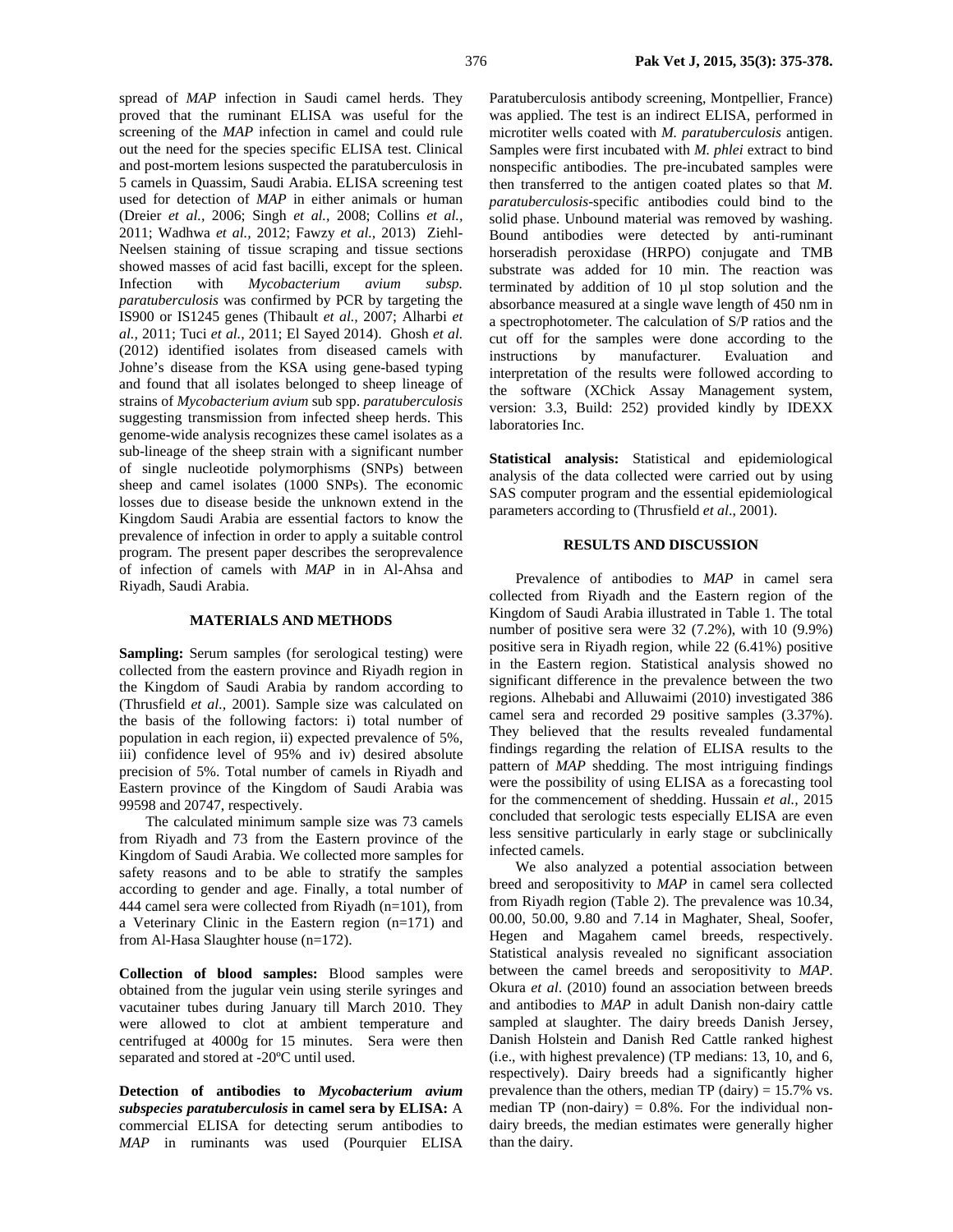spread of *MAP* infection in Saudi camel herds. They proved that the ruminant ELISA was useful for the screening of the *MAP* infection in camel and could rule out the need for the species specific ELISA test. Clinical and post-mortem lesions suspected the paratuberculosis in 5 camels in Quassim, Saudi Arabia. ELISA screening test used for detection of *MAP* in either animals or human (Dreier *et al.,* 2006; Singh *et al.,* 2008; Collins *et al.,* 2011; Wadhwa *et al.,* 2012; Fawzy *et al.,* 2013) Ziehl-Neelsen staining of tissue scraping and tissue sections showed masses of acid fast bacilli, except for the spleen. Infection with *Mycobacterium avium subsp. paratuberculosis* was confirmed by PCR by targeting the IS900 or IS1245 genes (Thibault *et al.,* 2007; Alharbi *et al.,* 2011; Tuci *et al.,* 2011; El Sayed 2014). Ghosh *et al.* (2012) identified isolates from diseased camels with Johne's disease from the KSA using gene-based typing and found that all isolates belonged to sheep lineage of strains of *Mycobacterium avium* sub spp. *paratuberculosis* suggesting transmission from infected sheep herds. This genome-wide analysis recognizes these camel isolates as a sub-lineage of the sheep strain with a significant number of single nucleotide polymorphisms (SNPs) between sheep and camel isolates (1000 SNPs). The economic losses due to disease beside the unknown extend in the Kingdom Saudi Arabia are essential factors to know the prevalence of infection in order to apply a suitable control program. The present paper describes the seroprevalence of infection of camels with *MAP* in in Al-Ahsa and Riyadh, Saudi Arabia.

## MATERIALS AND METHODS

**Sampling:** Serum samples (for serological testing) were collected from the eastern province and Riyadh region in the Kingdom of Saudi Arabia by random according to (Thrusfield *et al.,* 2001). Sample size was calculated on the basis of the following factors: i) total number of population in each region, ii) expected prevalence of 5%, iii) confidence level of 95% and iv) desired absolute precision of 5%. Total number of camels in Riyadh and Eastern province of the Kingdom of Saudi Arabia was 99598 and 20747, respectively.

The calculated minimum sample size was 73 camels from Riyadh and 73 from the Eastern province of the Kingdom of Saudi Arabia. We collected more samples for safety reasons and to be able to stratify the samples according to gender and age. Finally, a total number of 444 camel sera were collected from Riyadh (n=101), from a Veterinary Clinic in the Eastern region (n=171) and from Al-Hasa Slaughter house (n=172).

**Collection of blood samples:** Blood samples were obtained from the jugular vein using sterile syringes and vacutainer tubes during January till March 2010. They were allowed to clot at ambient temperature and centrifuged at 4000g for 15 minutes. Sera were then separated and stored at -20ºC until used.

**Detection of antibodies to *Mycobacterium avium subspecies paratuberculosis* in camel sera by ELISA:** A commercial ELISA for detecting serum antibodies to *MAP* in ruminants was used (Pourquier ELISA Paratuberculosis antibody screening, Montpellier, France) was applied. The test is an indirect ELISA, performed in microtiter wells coated with *M. paratuberculosis* antigen. Samples were first incubated with *M. phlei* extract to bind nonspecific antibodies. The pre-incubated samples were then transferred to the antigen coated plates so that *M. paratuberculosis*-specific antibodies could bind to the solid phase. Unbound material was removed by washing. Bound antibodies were detected by anti-ruminant horseradish peroxidase (HRPO) conjugate and TMB substrate was added for 10 min. The reaction was terminated by addition of 10 µl stop solution and the absorbance measured at a single wave length of 450 nm in a spectrophotometer. The calculation of S/P ratios and the cut off for the samples were done according to the instructions by manufacturer. Evaluation and interpretation of the results were followed according to the software (XChick Assay Management system, version: 3.3, Build: 252) provided kindly by IDEXX laboratories Inc.

**Statistical analysis:** Statistical and epidemiological analysis of the data collected were carried out by using SAS computer program and the essential epidemiological parameters according to (Thrusfield *et al*., 2001).

## RESULTS AND DISCUSSION

Prevalence of antibodies to *MAP* in camel sera collected from Riyadh and the Eastern region of the Kingdom of Saudi Arabia illustrated in Table 1. The total number of positive sera were 32 (7.2%), with 10 (9.9%) positive sera in Riyadh region, while 22 (6.41%) positive in the Eastern region. Statistical analysis showed no significant difference in the prevalence between the two regions. Alhebabi and Alluwaimi (2010) investigated 386 camel sera and recorded 29 positive samples (3.37%). They believed that the results revealed fundamental findings regarding the relation of ELISA results to the pattern of *MAP* shedding. The most intriguing findings were the possibility of using ELISA as a forecasting tool for the commencement of shedding. Hussain *et al.,* 2015 concluded that serologic tests especially ELISA are even less sensitive particularly in early stage or subclinically infected camels.

We also analyzed a potential association between breed and seropositivity to *MAP* in camel sera collected from Riyadh region (Table 2). The prevalence was 10.34, 00.00, 50.00, 9.80 and 7.14 in Maghater, Sheal, Soofer, Hegen and Magahem camel breeds, respectively. Statistical analysis revealed no significant association between the camel breeds and seropositivity to *MAP*. Okura *et al*. (2010) found an association between breeds and antibodies to *MAP* in adult Danish non-dairy cattle sampled at slaughter. The dairy breeds Danish Jersey, Danish Holstein and Danish Red Cattle ranked highest (i.e., with highest prevalence) (TP medians: 13, 10, and 6, respectively). Dairy breeds had a significantly higher prevalence than the others, median TP (dairy) = 15.7% vs. median TP (non-dairy) = 0.8%. For the individual non-dairy breeds, the median estimates were generally higher than the dairy.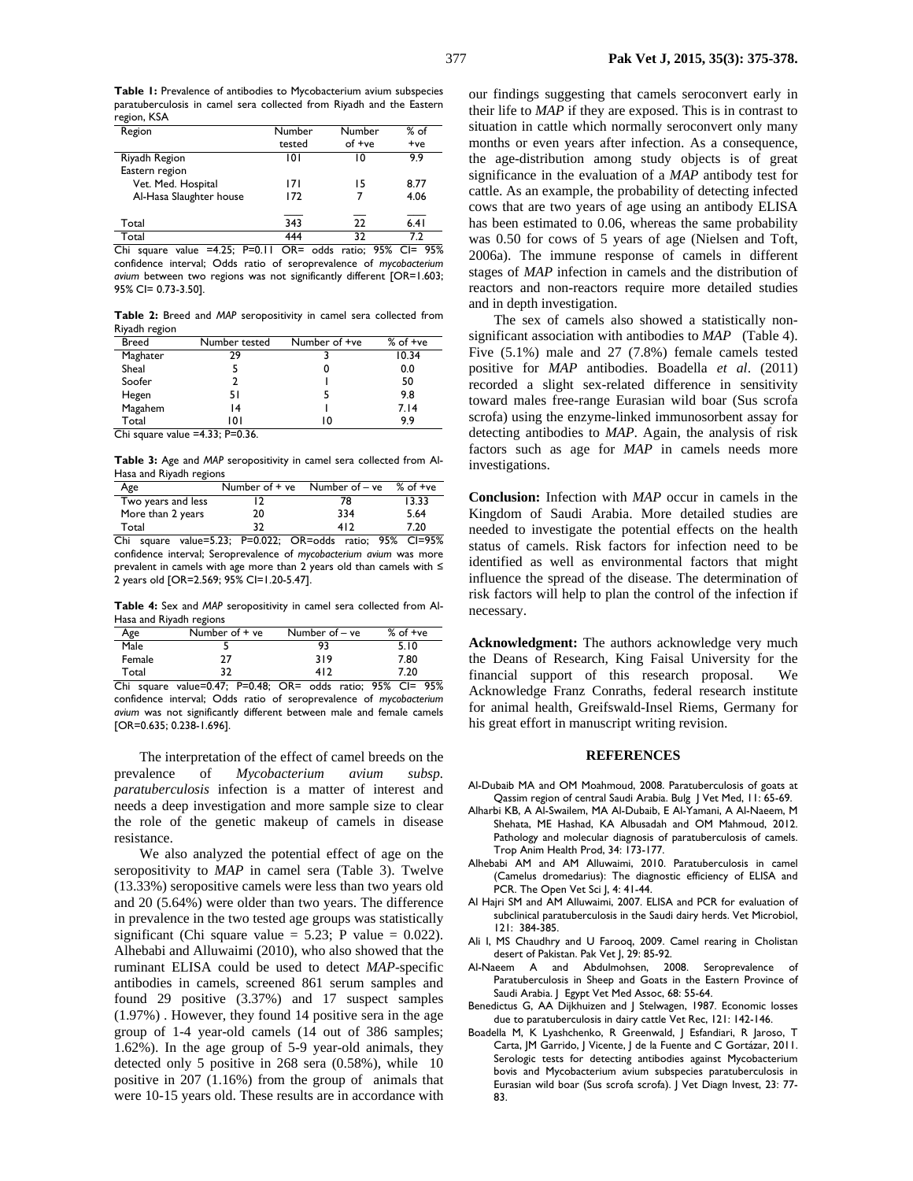**Table 1:** Prevalence of antibodies to Mycobacterium avium subspecies paratuberculosis in camel sera collected from Riyadh and the Eastern region, KSA

| Region | Number tested | Number of +ve | % of +ve |
|---|---|---|---|
| Riyadh Region | 101 | 10 | 9.9 |
| Eastern region | | | |
| Vet. Med. Hospital | 171 | 15 | 8.77 |
| Al-Hasa Slaughter house | 172 | 7 | 4.06 |
| Total | 343 | 22 | 6.41 |
| Total | 444 | 32 | 7.2 |

Chi square value =4.25; P=0.11 OR= odds ratio; 95% CI= 95% confidence interval; Odds ratio of seroprevalence of *mycobacterium avium* between two regions was not significantly different [OR=1.603; 95% CI= 0.73-3.50].

**Table 2:** Breed and *MAP* seropositivity in camel sera collected from Riyadh region

| Breed | Number tested | Number of +ve | % of +ve |
|---|---|---|---|
| Maghater | 29 | 3 | 10.34 |
| Sheal | 5 | 0 | 0.0 |
| Soofer | 2 | 1 | 50 |
| Hegen | 51 | 5 | 9.8 |
| Magahem | 14 | 1 | 7.14 |
| Total | 101 | 10 | 9.9 |

Chi square value =4.33; P=0.36.

**Table 3:** Age and *MAP* seropositivity in camel sera collected from Al-Hasa and Riyadh regions

| Age | Number of + ve | Number of – ve | % of +ve |
|---|---|---|---|
| Two years and less | 12 | 78 | 13.33 |
| More than 2 years | 20 | 334 | 5.64 |
| Total | 32 | 412 | 7.20 |

Chi square value=5.23; P=0.022; OR=odds ratio; 95% CI=95% confidence interval; Seroprevalence of *mycobacterium avium* was more prevalent in camels with age more than 2 years old than camels with ≤ 2 years old [OR=2.569; 95% CI=1.20-5.47].

**Table 4:** Sex and *MAP* seropositivity in camel sera collected from Al-Hasa and Riyadh regions

| Age | Number of + ve | Number of – ve | % of +ve |
|---|---|---|---|
| Male | 5 | 93 | 5.10 |
| Female | 27 | 319 | 7.80 |
| Total | 32 | 412 | 7.20 |

Chi square value=0.47; P=0.48; OR= odds ratio; 95% CI= 95% confidence interval; Odds ratio of seroprevalence of *mycobacterium avium* was not significantly different between male and female camels [OR=0.635; 0.238-1.696].

The interpretation of the effect of camel breeds on the prevalence of *Mycobacterium avium subsp. paratuberculosis* infection is a matter of interest and needs a deep investigation and more sample size to clear the role of the genetic makeup of camels in disease resistance.

We also analyzed the potential effect of age on the seropositivity to *MAP* in camel sera (Table 3). Twelve (13.33%) seropositive camels were less than two years old and 20 (5.64%) were older than two years. The difference in prevalence in the two tested age groups was statistically significant (Chi square value = 5.23; P value = 0.022). Alhebabi and Alluwaimi (2010), who also showed that the ruminant ELISA could be used to detect *MAP*-specific antibodies in camels, screened 861 serum samples and found 29 positive (3.37%) and 17 suspect samples (1.97%) . However, they found 14 positive sera in the age group of 1-4 year-old camels (14 out of 386 samples; 1.62%). In the age group of 5-9 year-old animals, they detected only 5 positive in 268 sera (0.58%), while 10 positive in 207 (1.16%) from the group of animals that were 10-15 years old. These results are in accordance with our findings suggesting that camels seroconvert early in their life to *MAP* if they are exposed. This is in contrast to situation in cattle which normally seroconvert only many months or even years after infection. As a consequence, the age-distribution among study objects is of great significance in the evaluation of a *MAP* antibody test for cattle. As an example, the probability of detecting infected cows that are two years of age using an antibody ELISA has been estimated to 0.06, whereas the same probability was 0.50 for cows of 5 years of age (Nielsen and Toft, 2006a). The immune response of camels in different stages of *MAP* infection in camels and the distribution of reactors and non-reactors require more detailed studies and in depth investigation.

The sex of camels also showed a statistically non-significant association with antibodies to *MAP* (Table 4). Five (5.1%) male and 27 (7.8%) female camels tested positive for *MAP* antibodies. Boadella *et al*. (2011) recorded a slight sex-related difference in sensitivity toward males free-range Eurasian wild boar (Sus scrofa scrofa) using the enzyme-linked immunosorbent assay for detecting antibodies to *MAP*. Again, the analysis of risk factors such as age for *MAP* in camels needs more investigations.

**Conclusion:** Infection with *MAP* occur in camels in the Kingdom of Saudi Arabia. More detailed studies are needed to investigate the potential effects on the health status of camels. Risk factors for infection need to be identified as well as environmental factors that might influence the spread of the disease. The determination of risk factors will help to plan the control of the infection if necessary.

**Acknowledgment:** The authors acknowledge very much the Deans of Research, King Faisal University for the financial support of this research proposal. We Acknowledge Franz Conraths, federal research institute for animal health, Greifswald-Insel Riems, Germany for his great effort in manuscript writing revision.

## REFERENCES

Al-Dubaib MA and OM Moahmoud, 2008. Paratuberculosis of goats at Qassim region of central Saudi Arabia. Bulg J Vet Med, 11: 65-69.

Alharbi KB, A Al-Swailem, MA Al-Dubaib, E Al-Yamani, A Al-Naeem, M Shehata, ME Hashad, KA Albusadah and OM Mahmoud, 2012. Pathology and molecular diagnosis of paratuberculosis of camels. Trop Anim Health Prod, 34: 173-177.

Alhebabi AM and AM Alluwaimi, 2010. Paratuberculosis in camel (Camelus dromedarius): The diagnostic efficiency of ELISA and PCR. The Open Vet Sci J, 4: 41-44.

Al Hajri SM and AM Alluwaimi, 2007. ELISA and PCR for evaluation of subclinical paratuberculosis in the Saudi dairy herds. Vet Microbiol, 121: 384-385.

Ali I, MS Chaudhry and U Farooq, 2009. Camel rearing in Cholistan desert of Pakistan. Pak Vet J, 29: 85-92.

Al-Naeem A and Abdulmohsen, 2008. Seroprevalence of Paratuberculosis in Sheep and Goats in the Eastern Province of Saudi Arabia. J Egypt Vet Med Assoc, 68: 55-64.

Benedictus G, AA Dijkhuizen and J Stelwagen, 1987. Economic losses due to paratuberculosis in dairy cattle Vet Rec, 121: 142-146.

Boadella M, K Lyashchenko, R Greenwald, J Esfandiari, R Jaroso, T Carta, JM Garrido, J Vicente, J de la Fuente and C Gortázar, 2011. Serologic tests for detecting antibodies against Mycobacterium bovis and Mycobacterium avium subspecies paratuberculosis in Eurasian wild boar (Sus scrofa scrofa). J Vet Diagn Invest, 23: 77-83.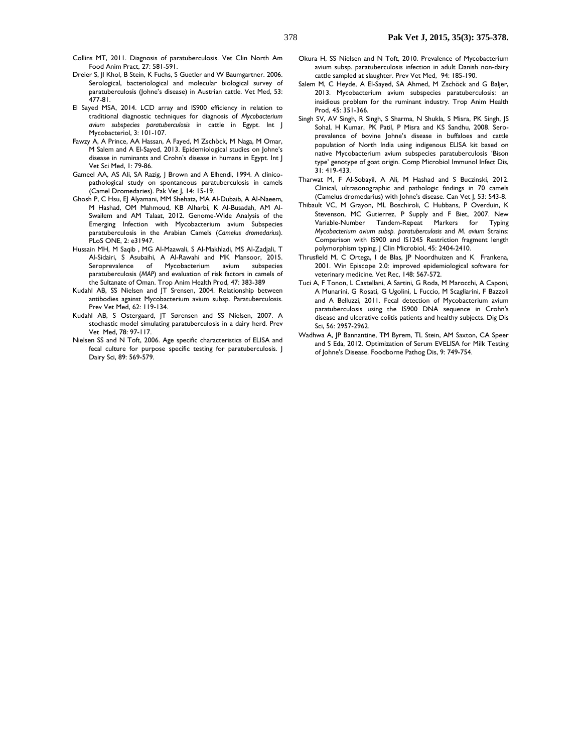Collins MT, 2011. Diagnosis of paratuberculosis. Vet Clin North Am Food Anim Pract, 27: 581-591.

Dreier S, JI Khol, B Stein, K Fuchs, S Guetler and W Baumgartner. 2006. Serological, bacteriological and molecular biological survey of paratuberculosis (Johne's disease) in Austrian cattle. Vet Med, 53: 477-81.

El Sayed MSA, 2014. LCD array and IS900 efficiency in relation to traditional diagnostic techniques for diagnosis of *Mycobacterium avium subspecies paratuberculosis* in cattle in Egypt. Int J Mycobacteriol, 3: 101-107.

Fawzy A, A Prince, AA Hassan, A Fayed, M Zschöck, M Naga, M Omar, M Salem and A El-Sayed, 2013. Epidemiological studies on Johne's disease in ruminants and Crohn's disease in humans in Egypt. Int J Vet Sci Med, 1: 79-86.

Gameel AA, AS Ali, SA Razig, J Brown and A Elhendi, 1994. A clinico-pathological study on spontaneous paratuberculosis in camels (Camel Dromedaries). Pak Vet J, 14: 15-19.

Ghosh P, C Hsu, EJ Alyamani, MM Shehata, MA Al-Dubaib, A Al-Naeem, M Hashad, OM Mahmoud, KB Alharbi, K Al-Busadah, AM Al-Swailem and AM Talaat, 2012. Genome-Wide Analysis of the Emerging Infection with Mycobacterium avium Subspecies paratuberculosis in the Arabian Camels (*Camelus dromedarius*). PLoS ONE, 2: e31947.

Hussain MH, M Saqib , MG Al-Maawali, S Al-Makhladi, MS Al-Zadjali, T Al-Sidairi, S Asubaihi, A Al-Rawahi and MK Mansoor, 2015. Seroprevalence of Mycobacterium avium subspecies paratuberculosis (*MAP*) and evaluation of risk factors in camels of the Sultanate of Oman. Trop Anim Health Prod, 47: 383-389

Kudahl AB, SS Nielsen and JT Srensen, 2004. Relationship between antibodies against Mycobacterium avium subsp. Paratuberculosis. Prev Vet Med, 62: 119-134.

Kudahl AB, S Ostergaard, JT Sørensen and SS Nielsen, 2007. A stochastic model simulating paratuberculosis in a dairy herd. Prev Vet Med, 78: 97-117.

Nielsen SS and N Toft, 2006. Age specific characteristics of ELISA and fecal culture for purpose specific testing for paratuberculosis. J Dairy Sci, 89: 569-579.

Okura H, SS Nielsen and N Toft, 2010. Prevalence of Mycobacterium avium subsp. paratuberculosis infection in adult Danish non-dairy cattle sampled at slaughter. Prev Vet Med, 94: 185-190.

Salem M, C Heyde, A El-Sayed, SA Ahmed, M Zschöck and G Baljer, 2013. Mycobacterium avium subspecies paratuberculosis: an insidious problem for the ruminant industry. Trop Anim Health Prod, 45: 351-366.

Singh SV, AV Singh, R Singh, S Sharma, N Shukla, S Misra, PK Singh, JS Sohal, H Kumar, PK Patil, P Misra and KS Sandhu, 2008. Sero-prevalence of bovine Johne's disease in buffaloes and cattle population of North India using indigenous ELISA kit based on native Mycobacterium avium subspecies paratuberculosis 'Bison type' genotype of goat origin. Comp Microbiol Immunol Infect Dis, 31: 419-433.

Tharwat M, F Al-Sobayil, A Ali, M Hashad and S Buczinski, 2012. Clinical, ultrasonographic and pathologic findings in 70 camels (Camelus dromedarius) with Johne's disease. Can Vet J, 53: 543-8.

Thibault VC, M Grayon, ML Boschiroli, C Hubbans, P Overduin, K Stevenson, MC Gutierrez, P Supply and F Biet, 2007. New Variable-Number Tandem-Repeat Markers for Typing *Mycobacterium avium subsp. paratuberculosis* and *M. avium* Strains: Comparison with IS900 and IS1245 Restriction fragment length polymorphism typing. J Clin Microbiol, 45: 2404-2410.

Thrusfield M, C Ortega, I de Blas, JP Noordhuizen and K Frankena, 2001. Win Episcope 2.0: improved epidemiological software for veterinary medicine. Vet Rec, 148: 567-572.

Tuci A, F Tonon, L Castellani, A Sartini, G Roda, M Marocchi, A Caponi, A Munarini, G Rosati, G Ugolini, L Fuccio, M Scagliarini, F Bazzoli and A Belluzzi, 2011. Fecal detection of Mycobacterium avium paratuberculosis using the IS900 DNA sequence in Crohn's disease and ulcerative colitis patients and healthy subjects. Dig Dis Sci, 56: 2957-2962.

Wadhwa A, JP Bannantine, TM Byrem, TL Stein, AM Saxton, CA Speer and S Eda, 2012. Optimization of Serum EVELISA for Milk Testing of Johne's Disease. Foodborne Pathog Dis, 9: 749-754.